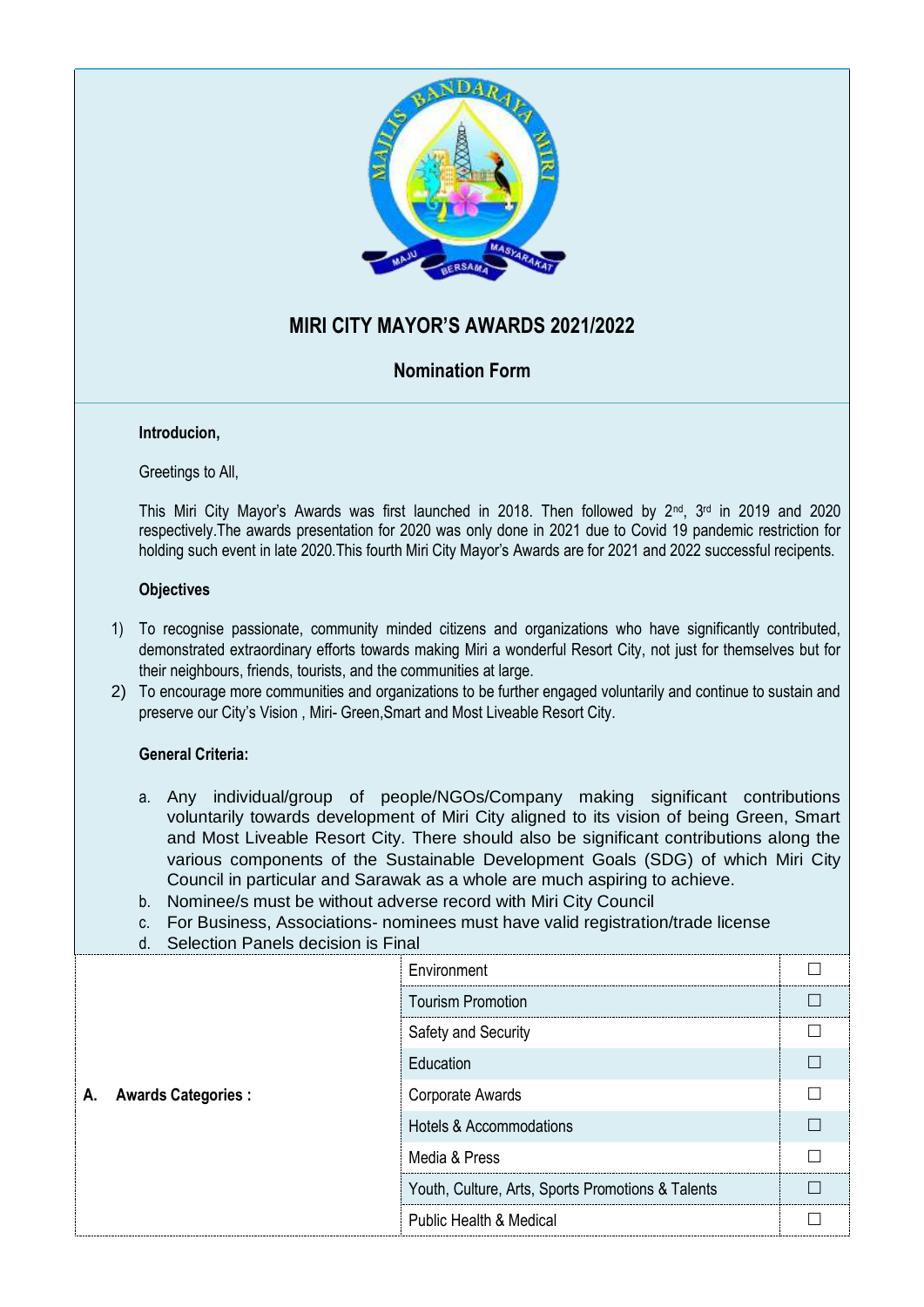# MIRI CITY MAYOR'S AWARDS 2021/2022

## Nomination Form

**Introducion,**

Greetings to All,

This Miri City Mayor's Awards was first launched in 2018. Then followed by 2nd, 3rd in 2019 and 2020 respectively.The awards presentation for 2020 was only done in 2021 due to Covid 19 pandemic restriction for holding such event in late 2020.This fourth Miri City Mayor's Awards are for 2021 and 2022 successful recipients.

**Objectives**

1) To recognise passionate, community minded citizens and organizations who have significantly contributed, demonstrated extraordinary efforts towards making Miri a wonderful Resort City, not just for themselves but for their neighbours, friends, tourists, and the communities at large.
2) To encourage more communities and organizations to be further engaged voluntarily and continue to sustain and preserve our City's Vision , Miri- Green,Smart and Most Liveable Resort City.

**General Criteria:**

a. Any individual/group of people/NGOs/Company making significant contributions voluntarily towards development of Miri City aligned to its vision of being Green, Smart and Most Liveable Resort City. There should also be significant contributions along the various components of the Sustainable Development Goals (SDG) of which Miri City Council in particular and Sarawak as a whole are much aspiring to achieve.
b. Nominee/s must be without adverse record with Miri City Council
c. For Business, Associations- nominees must have valid registration/trade license
d. Selection Panels decision is Final

| | | |
|---|---|---|
| **A. Awards Categories :** | Environment | ☐ |
| | Tourism Promotion | ☐ |
| | Safety and Security | ☐ |
| | Education | ☐ |
| | Corporate Awards | ☐ |
| | Hotels & Accommodations | ☐ |
| | Media & Press | ☐ |
| | Youth, Culture, Arts, Sports Promotions & Talents | ☐ |
| | Public Health & Medical | ☐ |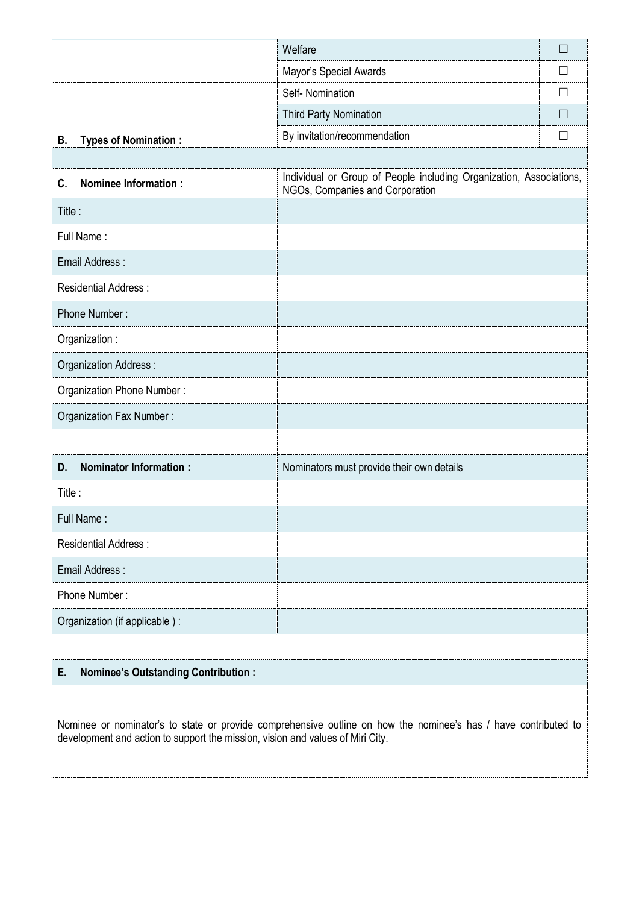| | | |
|---|---|---|
| | Welfare | ☐ |
| | Mayor's Special Awards | ☐ |
| | Self- Nomination | ☐ |
| | Third Party Nomination | ☐ |
| **B. Types of Nomination :** | By invitation/recommendation | ☐ |

| | |
|---|---|
| **C. Nominee Information :** | Individual or Group of People including Organization, Associations, NGOs, Companies and Corporation |
| Title : | |
| Full Name : | |
| Email Address : | |
| Residential Address : | |
| Phone Number : | |
| Organization : | |
| Organization Address : | |
| Organization Phone Number : | |
| Organization Fax Number : | |

| | |
|---|---|
| **D. Nominator Information :** | Nominators must provide their own details |
| Title : | |
| Full Name : | |
| Residential Address : | |
| Email Address : | |
| Phone Number : | |
| Organization (if applicable ) : | |

**E. Nominee's Outstanding Contribution :**

Nominee or nominator's to state or provide comprehensive outline on how the nominee's has / have contributed to development and action to support the mission, vision and values of Miri City.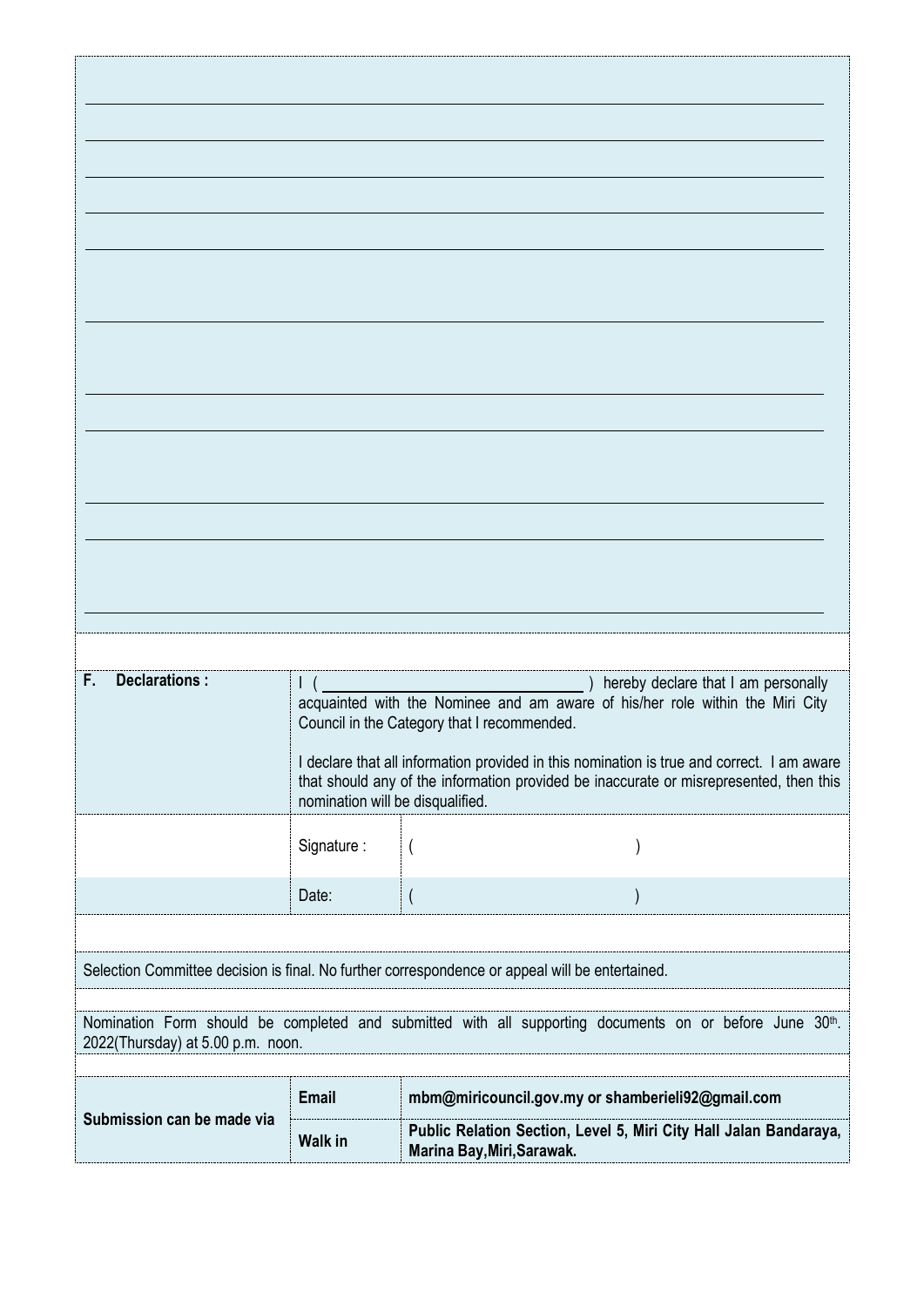| **F. Declarations :** | I ( ______________________________ ) hereby declare that I am personally acquainted with the Nominee and am aware of his/her role within the Miri City Council in the Category that I recommended.<br><br>I declare that all information provided in this nomination is true and correct. I am aware that should any of the information provided be inaccurate or misrepresented, then this nomination will be disqualified. | |
|---|---|---|
| | Signature : | ( ) |
| | Date: | ( ) |

Selection Committee decision is final. No further correspondence or appeal will be entertained.

Nomination Form should be completed and submitted with all supporting documents on or before June 30th. 2022(Thursday) at 5.00 p.m. noon.

| Submission can be made via | **Email** | **mbm@miricouncil.gov.my or shamberieli92@gmail.com** |
|---|---|---|
| | **Walk in** | **Public Relation Section, Level 5, Miri City Hall Jalan Bandaraya, Marina Bay,Miri,Sarawak.** |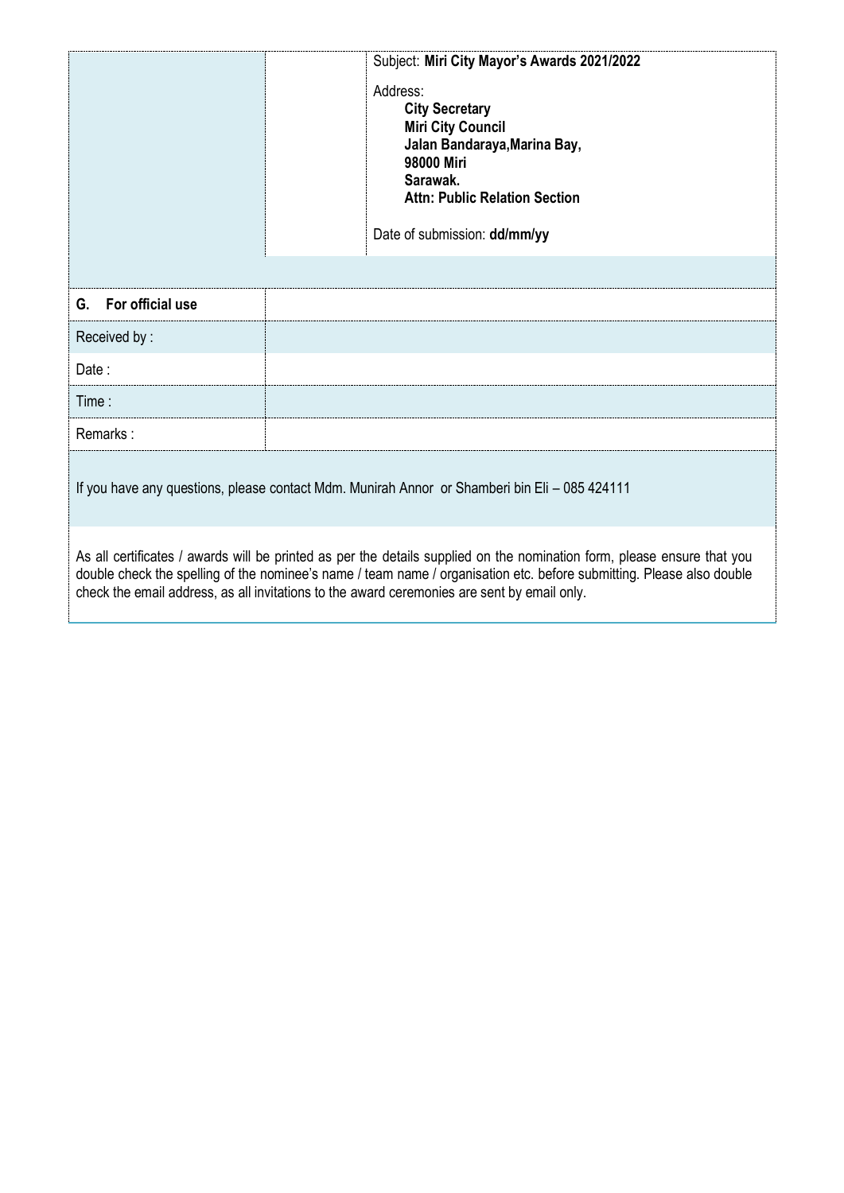| | | |
|---|---|---|
| | | Subject: **Miri City Mayor's Awards 2021/2022**<br><br>Address:<br>**City Secretary**<br>**Miri City Council**<br>**Jalan Bandaraya,Marina Bay,**<br>**98000 Miri**<br>**Sarawak.**<br>**Attn: Public Relation Section**<br><br>Date of submission: **dd/mm/yy** |

| | |
|---|---|
| **G. For official use** | |
| Received by : | |
| Date : | |
| Time : | |
| Remarks : | |

If you have any questions, please contact Mdm. Munirah Annor or Shamberi bin Eli – 085 424111

As all certificates / awards will be printed as per the details supplied on the nomination form, please ensure that you double check the spelling of the nominee's name / team name / organisation etc. before submitting. Please also double check the email address, as all invitations to the award ceremonies are sent by email only.